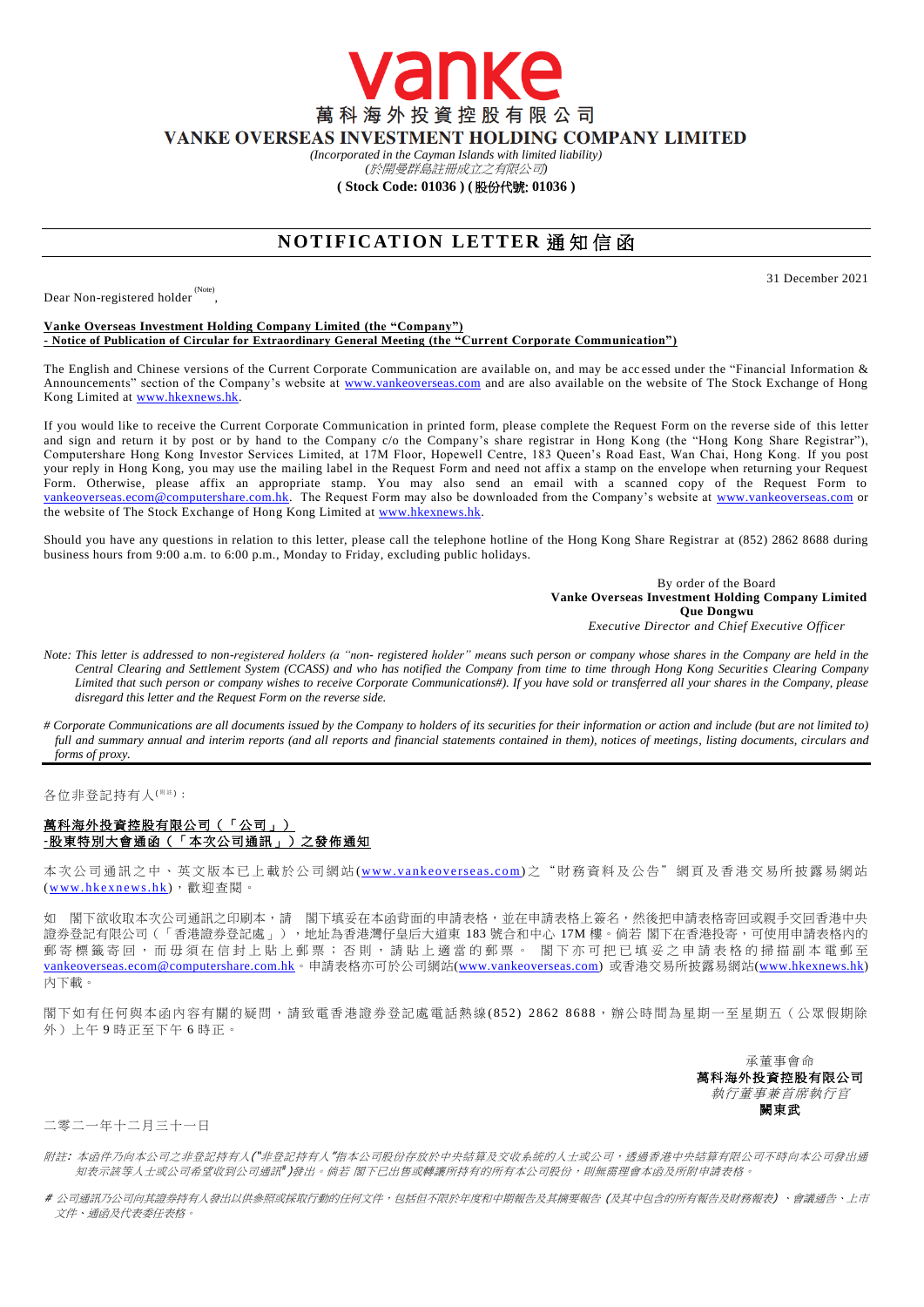vanke

萬科海外投資控股有限公司

# VANKE OVERSEAS INVESTMENT HOLDING COMPANY LIMITED

*(Incorporated in the Cayman Islands with limited liability)*
*(於開曼群島註冊成立之有限公司)*

**( Stock Code: 01036 ) ( 股份代號: 01036 )**

## NOTIFICATION LETTER 通知信函

31 December 2021

Dear Non-registered holder [(Note)],

**Vanke Overseas Investment Holding Company Limited (the "Company")**
**- Notice of Publication of Circular for Extraordinary General Meeting (the "Current Corporate Communication")**

The English and Chinese versions of the Current Corporate Communication are available on, and may be accessed under the "Financial Information & Announcements" section of the Company's website at www.vankeoverseas.com and are also available on the website of The Stock Exchange of Hong Kong Limited at www.hkexnews.hk.

If you would like to receive the Current Corporate Communication in printed form, please complete the Request Form on the reverse side of this letter and sign and return it by post or by hand to the Company c/o the Company's share registrar in Hong Kong (the "Hong Kong Share Registrar"), Computershare Hong Kong Investor Services Limited, at 17M Floor, Hopewell Centre, 183 Queen's Road East, Wan Chai, Hong Kong. If you post your reply in Hong Kong, you may use the mailing label in the Request Form and need not affix a stamp on the envelope when returning your Request Form. Otherwise, please affix an appropriate stamp. You may also send an email with a scanned copy of the Request Form to vankeoverseas.ecom@computershare.com.hk. The Request Form may also be downloaded from the Company's website at www.vankeoverseas.com or the website of The Stock Exchange of Hong Kong Limited at www.hkexnews.hk.

Should you have any questions in relation to this letter, please call the telephone hotline of the Hong Kong Share Registrar at (852) 2862 8688 during business hours from 9:00 a.m. to 6:00 p.m., Monday to Friday, excluding public holidays.

By order of the Board
**Vanke Overseas Investment Holding Company Limited**
**Que Dongwu**
*Executive Director and Chief Executive Officer*

*Note: This letter is addressed to non-registered holders (a "non- registered holder" means such person or company whose shares in the Company are held in the Central Clearing and Settlement System (CCASS) and who has notified the Company from time to time through Hong Kong Securities Clearing Company Limited that such person or company wishes to receive Corporate Communications#). If you have sold or transferred all your shares in the Company, please disregard this letter and the Request Form on the reverse side.*

*# Corporate Communications are all documents issued by the Company to holders of its securities for their information or action and include (but are not limited to) full and summary annual and interim reports (and all reports and financial statements contained in them), notices of meetings, listing documents, circulars and forms of proxy.*

---

各位非登記持有人[(附註)]：

**萬科海外投資控股有限公司（「公司」）**
**-股東特別大會通函（「本次公司通訊」）之發佈通知**

本次公司通訊之中、英文版本已上載於公司網站(www.vankeoverseas.com)之"財務資料及公告"網頁及香港交易所披露易網站(www.hkexnews.hk)，歡迎查閱。

如 閣下欲收取本次公司通訊之印刷本，請 閣下填妥在本函背面的申請表格，並在申請表格上簽名，然後把申請表格寄回或親手交回香港中央證券登記有限公司（「香港證券登記處」），地址為香港灣仔皇后大道東 183 號合和中心 17M 樓。倘若 閣下在香港投寄，可使用申請表格內的郵寄標籤寄回，而毋須在信封上貼上郵票；否則，請貼上適當的郵票。 閣下亦可把已填妥之申請表格的掃描副本電郵至vankeoverseas.ecom@computershare.com.hk。申請表格亦可於公司網站(www.vankeoverseas.com) 或香港交易所披露易網站(www.hkexnews.hk)內下載。

閣下如有任何與本函內容有關的疑問，請致電香港證券登記處電話熱線(852) 2862 8688，辦公時間為星期一至星期五（公眾假期除外）上午 9 時正至下午 6 時正。

承董事會命
**萬科海外投資控股有限公司**
*執行董事兼首席執行官*
**闕東武**

二零二一年十二月三十一日

*附註：本函件乃向本公司之非登記持有人("非登記持有人"指本公司股份存放於中央結算及交收系統的人士或公司，透過香港中央結算有限公司不時向本公司發出通知表示該等人士或公司希望收到公司通訊#)發出。倘若 閣下已出售或轉讓所持有的所有本公司股份，則無需理會本函及所附申請表格。*

*# 公司通訊乃公司向其證券持有人發出以供參照或採取行動的任何文件，包括但不限於年度和中期報告及其摘要報告 (及其中包含的所有報告及財務報表) 、會議通告、上市文件、通函及代表委任表格。*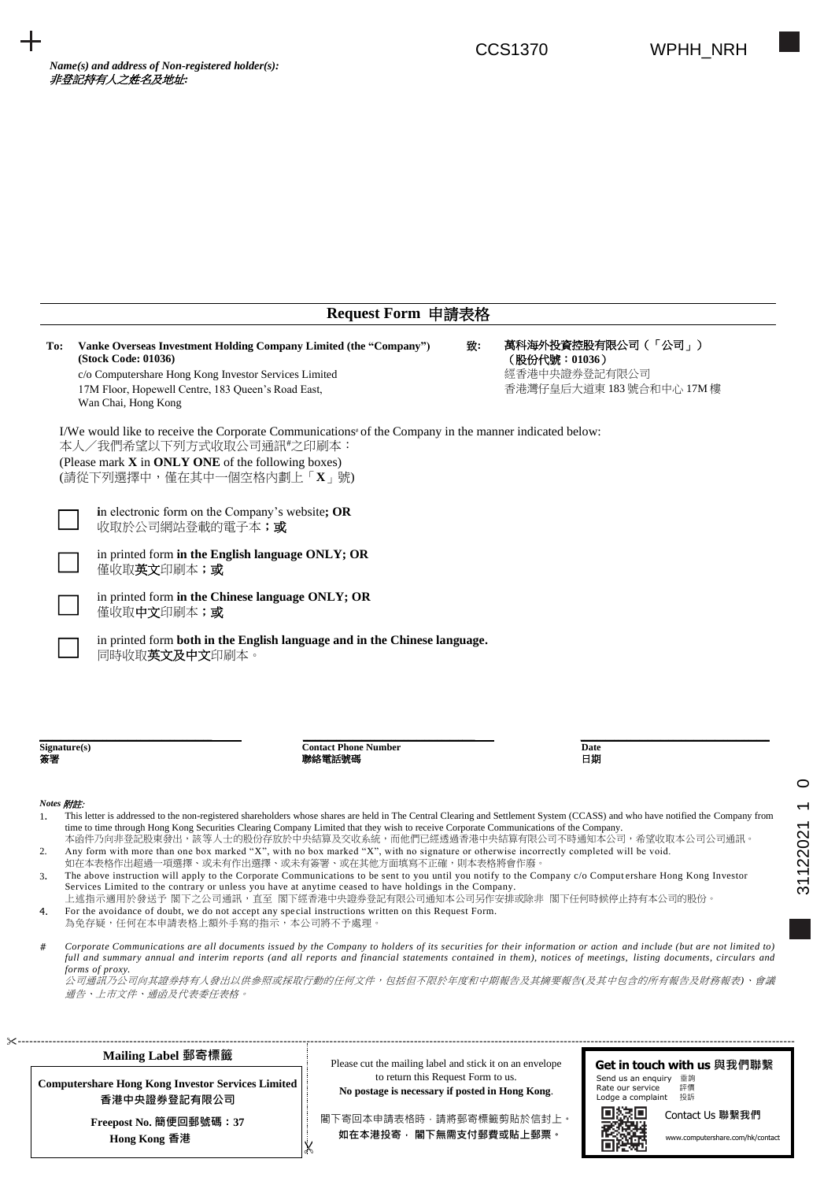CCS1370 WPHH_NRH

*Name(s) and address of Non-registered holder(s):*
*非登記持有人之姓名及地址:*

## Request Form 申請表格

**To:** **Vanke Overseas Investment Holding Company Limited (the "Company")**
**(Stock Code: 01036)**
c/o Computershare Hong Kong Investor Services Limited
17M Floor, Hopewell Centre, 183 Queen's Road East,
Wan Chai, Hong Kong

**致:** **萬科海外投資控股有限公司（「公司」）**
**（股份代號：01036）**
經香港中央證券登記有限公司
香港灣仔皇后大道東 183 號合和中心 17M 樓

I/We would like to receive the Corporate Communications# of the Company in the manner indicated below:
本人／我們希望以下列方式收取公司通訊#之印刷本：
(Please mark **X** in **ONLY ONE** of the following boxes)
(請從下列選擇中，僅在其中一個空格內劃上「**X**」號)

☐ **i**n electronic form on the Company's website**; OR**
收取於公司網站登載的電子本**；或**

☐ in printed form **in the English language ONLY; OR**
僅收取**英文**印刷本**；或**

☐ in printed form **in the Chinese language ONLY; OR**
僅收取**中文**印刷本**；或**

☐ in printed form **both in the English language and in the Chinese language.**
同時收取**英文及中文**印刷本。

| **Signature(s)** **簽署** | **Contact Phone Number** **聯絡電話號碼** | **Date** **日期** |
|---|---|---|

*Notes 附註:*

1. This letter is addressed to the non-registered shareholders whose shares are held in The Central Clearing and Settlement System (CCASS) and who have notified the Company from time to time through Hong Kong Securities Clearing Company Limited that they wish to receive Corporate Communications of the Company.
本函件乃向非登記股東發出，該等人士的股份存放於中央結算及交收系統，而他們已經透過香港中央結算有限公司不時通知本公司，希望收取本公司公司通訊。
2. Any form with more than one box marked "X", with no box marked "X", with no signature or otherwise incorrectly completed will be void.
如在本表格作出超過一項選擇、或未有作出選擇、或未有簽署、或在其他方面填寫不正確，則本表格將會作廢。
3. The above instruction will apply to the Corporate Communications to be sent to you until you notify to the Company c/o Computershare Hong Kong Investor Services Limited to the contrary or unless you have at anytime ceased to have holdings in the Company.
上述指示適用於發送予 閣下之公司通訊，直至 閣下經香港中央證券登記有限公司通知本公司另作安排或除非 閣下任何時候停止持有本公司的股份。
4. For the avoidance of doubt, we do not accept any special instructions written on this Request Form.
為免存疑，任何在本申請表格上額外手寫的指示，本公司將不予處理。

\# *Corporate Communications are all documents issued by the Company to holders of its securities for their information or action and include (but are not limited to) full and summary annual and interim reports (and all reports and financial statements contained in them), notices of meetings, listing documents, circulars and forms of proxy.*
*公司通訊乃公司向其證券持有人發出以供參照或採取行動的任何文件，包括但不限於年度和中期報告及其摘要報告(及其中包含的所有報告及財務報表)、會議通告、上市文件、通函及代表委任表格。*

31122021 1 0

**Mailing Label 郵寄標籤**

**Computershare Hong Kong Investor Services Limited**
**香港中央證券登記有限公司**
**Freepost No. 簡便回郵號碼：37**
**Hong Kong 香港**

Please cut the mailing label and stick it on an envelope to return this Request Form to us.
**No postage is necessary if posted in Hong Kong**.

閣下寄回本申請表格時，請將郵寄標籤剪貼於信封上。
**如在本港投寄， 閣下無需支付郵費或貼上郵票。**

**Get in touch with us 與我們聯繫**
Send us an enquiry 查詢
Rate our service 評價
Lodge a complaint 投訴
Contact Us **聯繫我們**
www.computershare.com/hk/contact